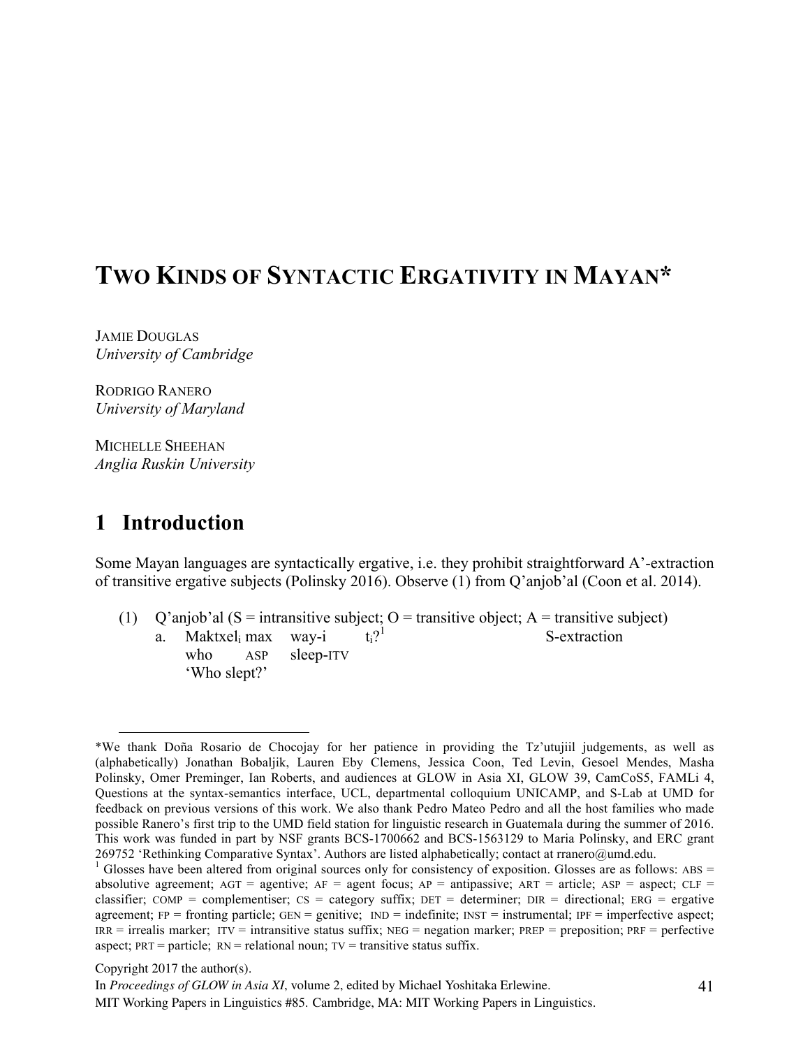# TWO KINDS OF SYNTACTIC ERGATIVITY IN MAYAN*

JAMIE DOUGLAS
*University of Cambridge*

RODRIGO RANERO
*University of Maryland*

MICHELLE SHEEHAN
*Anglia Ruskin University*

## 1 Introduction

Some Mayan languages are syntactically ergative, i.e. they prohibit straightforward A'-extraction of transitive ergative subjects (Polinsky 2016). Observe (1) from Q'anjob'al (Coon et al. 2014).

(1) Q'anjob'al (S = intransitive subject; O = transitive object; A = transitive subject)

a. Maktxel$_i$ max way-i t$_i$?[1] S-extraction
   who ASP sleep-ITV
   'Who slept?'

---

*We thank Doña Rosario de Chocojay for her patience in providing the Tz'utujiil judgements, as well as (alphabetically) Jonathan Bobaljik, Lauren Eby Clemens, Jessica Coon, Ted Levin, Gesoel Mendes, Masha Polinsky, Omer Preminger, Ian Roberts, and audiences at GLOW in Asia XI, GLOW 39, CamCoS5, FAMLi 4, Questions at the syntax-semantics interface, UCL, departmental colloquium UNICAMP, and S-Lab at UMD for feedback on previous versions of this work. We also thank Pedro Mateo Pedro and all the host families who made possible Ranero's first trip to the UMD field station for linguistic research in Guatemala during the summer of 2016. This work was funded in part by NSF grants BCS-1700662 and BCS-1563129 to Maria Polinsky, and ERC grant 269752 'Rethinking Comparative Syntax'. Authors are listed alphabetically; contact at rranero@umd.edu.

[1] Glosses have been altered from original sources only for consistency of exposition. Glosses are as follows: ABS = absolutive agreement; AGT = agentive; AF = agent focus; AP = antipassive; ART = article; ASP = aspect; CLF = classifier; COMP = complementiser; CS = category suffix; DET = determiner; DIR = directional; ERG = ergative agreement; FP = fronting particle; GEN = genitive; IND = indefinite; INST = instrumental; IPF = imperfective aspect; IRR = irrealis marker; ITV = intransitive status suffix; NEG = negation marker; PREP = preposition; PRF = perfective aspect; PRT = particle; RN = relational noun; TV = transitive status suffix.

Copyright 2017 the author(s).
In *Proceedings of GLOW in Asia XI*, volume 2, edited by Michael Yoshitaka Erlewine.
MIT Working Papers in Linguistics #85. Cambridge, MA: MIT Working Papers in Linguistics.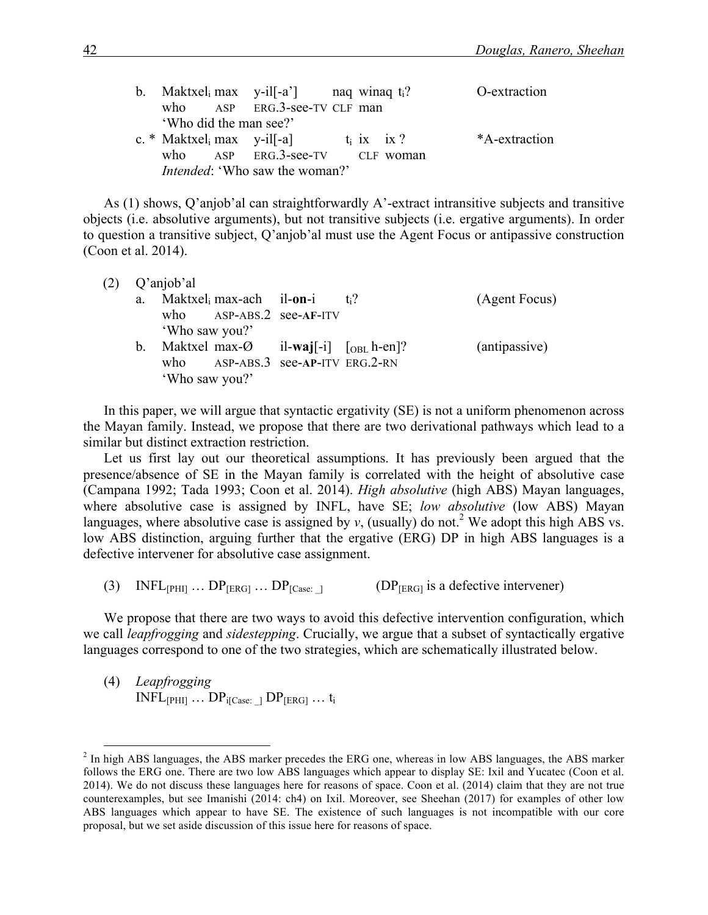b. Maktxel$_i$ max y-il[-a'] naq winaq t$_i$? O-extraction
   who ASP ERG.3-see-TV CLF man
   'Who did the man see?'

c. * Maktxel$_i$ max y-il[-a] t$_i$ ix ix ? *A-extraction
   who ASP ERG.3-see-TV CLF woman
   *Intended*: 'Who saw the woman?'

As (1) shows, Q'anjob'al can straightforwardly A'-extract intransitive subjects and transitive objects (i.e. absolutive arguments), but not transitive subjects (i.e. ergative arguments). In order to question a transitive subject, Q'anjob'al must use the Agent Focus or antipassive construction (Coon et al. 2014).

(2) Q'anjob'al

a. Maktxel$_i$ max-ach il-**on**-i t$_i$? (Agent Focus)
   who ASP-ABS.2 see-**AF**-ITV
   'Who saw you?'

b. Maktxel max-Ø il-**waj**[-i] [$_{OBL}$ h-en]? (antipassive)
   who ASP-ABS.3 see-**AP**-ITV ERG.2-RN
   'Who saw you?'

In this paper, we will argue that syntactic ergativity (SE) is not a uniform phenomenon across the Mayan family. Instead, we propose that there are two derivational pathways which lead to a similar but distinct extraction restriction.

Let us first lay out our theoretical assumptions. It has previously been argued that the presence/absence of SE in the Mayan family is correlated with the height of absolutive case (Campana 1992; Tada 1993; Coon et al. 2014). *High absolutive* (high ABS) Mayan languages, where absolutive case is assigned by INFL, have SE; *low absolutive* (low ABS) Mayan languages, where absolutive case is assigned by *v*, (usually) do not.[2] We adopt this high ABS vs. low ABS distinction, arguing further that the ergative (ERG) DP in high ABS languages is a defective intervener for absolutive case assignment.

(3) INFL$_{[PHI]}$ … DP$_{[ERG]}$ … DP$_{[Case: \_]}$ (DP$_{[ERG]}$ is a defective intervener)

We propose that there are two ways to avoid this defective intervention configuration, which we call *leapfrogging* and *sidestepping*. Crucially, we argue that a subset of syntactically ergative languages correspond to one of the two strategies, which are schematically illustrated below.

(4) *Leapfrogging*
INFL$_{[PHI]}$ … DP$_{i[Case: \_]}$ DP$_{[ERG]}$ … t$_i$

[2] In high ABS languages, the ABS marker precedes the ERG one, whereas in low ABS languages, the ABS marker follows the ERG one. There are two low ABS languages which appear to display SE: Ixil and Yucatec (Coon et al. 2014). We do not discuss these languages here for reasons of space. Coon et al. (2014) claim that they are not true counterexamples, but see Imanishi (2014: ch4) on Ixil. Moreover, see Sheehan (2017) for examples of other low ABS languages which appear to have SE. The existence of such languages is not incompatible with our core proposal, but we set aside discussion of this issue here for reasons of space.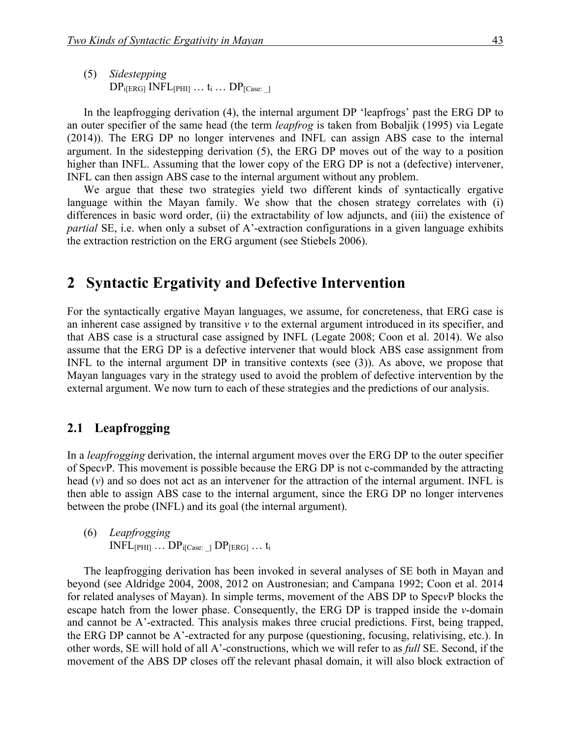(5) *Sidestepping*
$DP_{i[ERG]}$ $INFL_{[PHI]}$ … $t_i$ … $DP_{[Case: \_]}$

In the leapfrogging derivation (4), the internal argument DP 'leapfrogs' past the ERG DP to an outer specifier of the same head (the term *leapfrog* is taken from Bobaljik (1995) via Legate (2014)). The ERG DP no longer intervenes and INFL can assign ABS case to the internal argument. In the sidestepping derivation (5), the ERG DP moves out of the way to a position higher than INFL. Assuming that the lower copy of the ERG DP is not a (defective) intervener, INFL can then assign ABS case to the internal argument without any problem.

We argue that these two strategies yield two different kinds of syntactically ergative language within the Mayan family. We show that the chosen strategy correlates with (i) differences in basic word order, (ii) the extractability of low adjuncts, and (iii) the existence of *partial* SE, i.e. when only a subset of A'-extraction configurations in a given language exhibits the extraction restriction on the ERG argument (see Stiebels 2006).

# 2 Syntactic Ergativity and Defective Intervention

For the syntactically ergative Mayan languages, we assume, for concreteness, that ERG case is an inherent case assigned by transitive *v* to the external argument introduced in its specifier, and that ABS case is a structural case assigned by INFL (Legate 2008; Coon et al. 2014). We also assume that the ERG DP is a defective intervener that would block ABS case assignment from INFL to the internal argument DP in transitive contexts (see (3)). As above, we propose that Mayan languages vary in the strategy used to avoid the problem of defective intervention by the external argument. We now turn to each of these strategies and the predictions of our analysis.

## 2.1 Leapfrogging

In a *leapfrogging* derivation, the internal argument moves over the ERG DP to the outer specifier of Spec*v*P. This movement is possible because the ERG DP is not c-commanded by the attracting head (*v*) and so does not act as an intervener for the attraction of the internal argument. INFL is then able to assign ABS case to the internal argument, since the ERG DP no longer intervenes between the probe (INFL) and its goal (the internal argument).

(6) *Leapfrogging*
$INFL_{[PHI]}$ … $DP_{i[Case: \_]}$ $DP_{[ERG]}$ … $t_i$

The leapfrogging derivation has been invoked in several analyses of SE both in Mayan and beyond (see Aldridge 2004, 2008, 2012 on Austronesian; and Campana 1992; Coon et al. 2014 for related analyses of Mayan). In simple terms, movement of the ABS DP to Spec*v*P blocks the escape hatch from the lower phase. Consequently, the ERG DP is trapped inside the *v*-domain and cannot be A'-extracted. This analysis makes three crucial predictions. First, being trapped, the ERG DP cannot be A'-extracted for any purpose (questioning, focusing, relativising, etc.). In other words, SE will hold of all A'-constructions, which we will refer to as *full* SE. Second, if the movement of the ABS DP closes off the relevant phasal domain, it will also block extraction of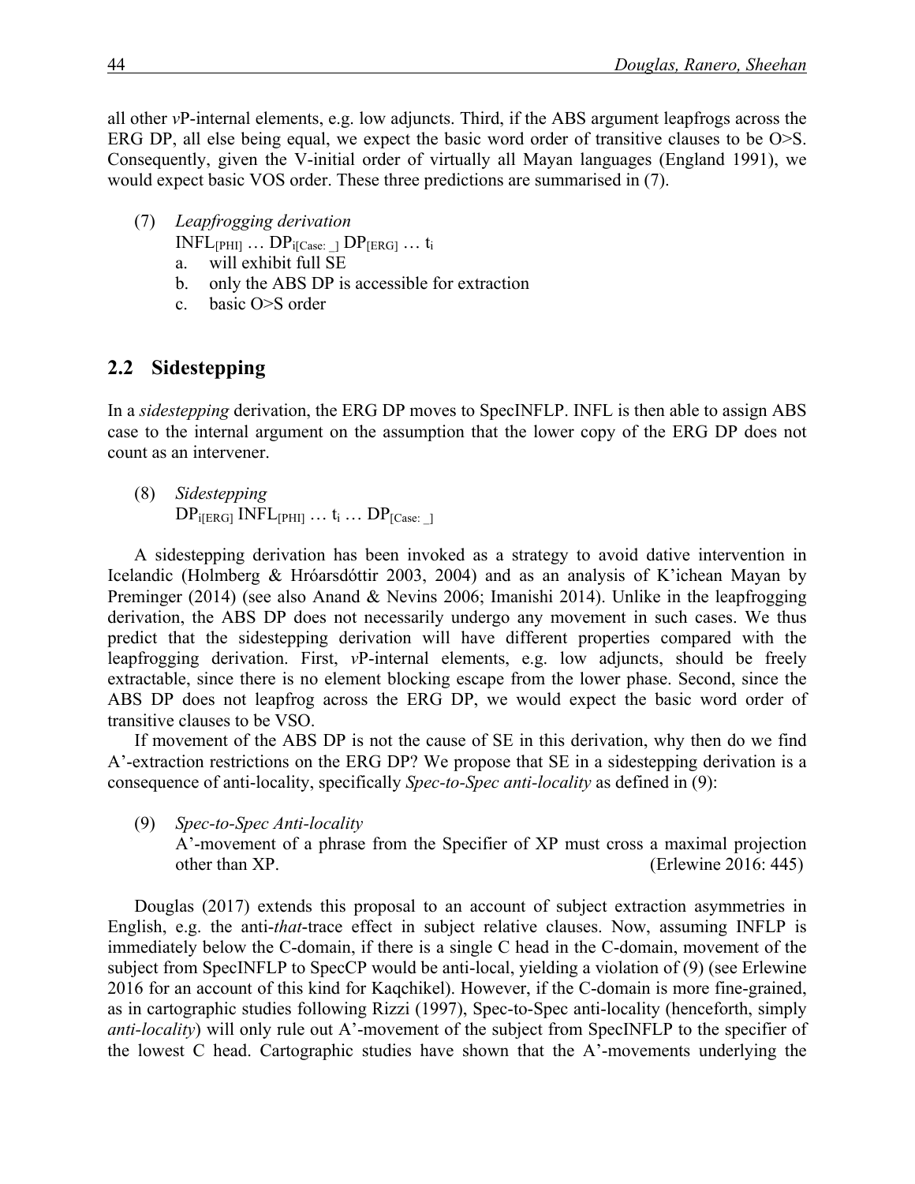all other *v*P-internal elements, e.g. low adjuncts. Third, if the ABS argument leapfrogs across the ERG DP, all else being equal, we expect the basic word order of transitive clauses to be O>S. Consequently, given the V-initial order of virtually all Mayan languages (England 1991), we would expect basic VOS order. These three predictions are summarised in (7).

(7) *Leapfrogging derivation*
   $\text{INFL}_{[\text{PHI}]} \ldots \text{DP}_{i[\text{Case: \_}]}\ \text{DP}_{[\text{ERG}]} \ldots t_i$
   a. will exhibit full SE
   b. only the ABS DP is accessible for extraction
   c. basic O>S order

## 2.2 Sidestepping

In a *sidestepping* derivation, the ERG DP moves to SpecINFLP. INFL is then able to assign ABS case to the internal argument on the assumption that the lower copy of the ERG DP does not count as an intervener.

(8) *Sidestepping*
   $\text{DP}_{i[\text{ERG}]}\ \text{INFL}_{[\text{PHI}]} \ldots t_i \ldots \text{DP}_{[\text{Case: \_}]}$

A sidestepping derivation has been invoked as a strategy to avoid dative intervention in Icelandic (Holmberg & Hróarsdóttir 2003, 2004) and as an analysis of K'ichean Mayan by Preminger (2014) (see also Anand & Nevins 2006; Imanishi 2014). Unlike in the leapfrogging derivation, the ABS DP does not necessarily undergo any movement in such cases. We thus predict that the sidestepping derivation will have different properties compared with the leapfrogging derivation. First, *v*P-internal elements, e.g. low adjuncts, should be freely extractable, since there is no element blocking escape from the lower phase. Second, since the ABS DP does not leapfrog across the ERG DP, we would expect the basic word order of transitive clauses to be VSO.

If movement of the ABS DP is not the cause of SE in this derivation, why then do we find A'-extraction restrictions on the ERG DP? We propose that SE in a sidestepping derivation is a consequence of anti-locality, specifically *Spec-to-Spec anti-locality* as defined in (9):

(9) *Spec-to-Spec Anti-locality*
   A'-movement of a phrase from the Specifier of XP must cross a maximal projection other than XP. (Erlewine 2016: 445)

Douglas (2017) extends this proposal to an account of subject extraction asymmetries in English, e.g. the anti-*that*-trace effect in subject relative clauses. Now, assuming INFLP is immediately below the C-domain, if there is a single C head in the C-domain, movement of the subject from SpecINFLP to SpecCP would be anti-local, yielding a violation of (9) (see Erlewine 2016 for an account of this kind for Kaqchikel). However, if the C-domain is more fine-grained, as in cartographic studies following Rizzi (1997), Spec-to-Spec anti-locality (henceforth, simply *anti-locality*) will only rule out A'-movement of the subject from SpecINFLP to the specifier of the lowest C head. Cartographic studies have shown that the A'-movements underlying the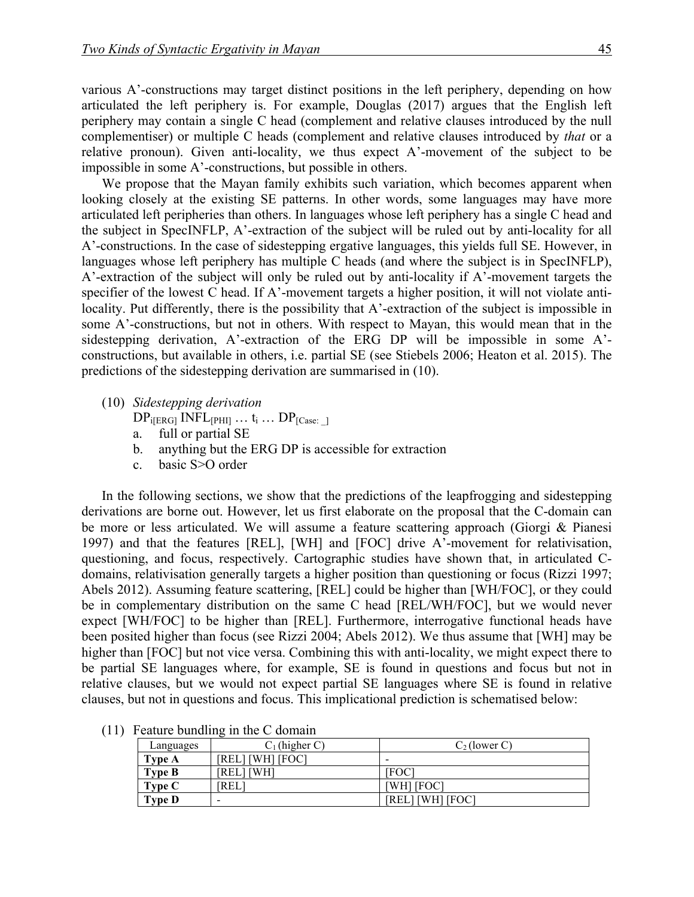various A'-constructions may target distinct positions in the left periphery, depending on how articulated the left periphery is. For example, Douglas (2017) argues that the English left periphery may contain a single C head (complement and relative clauses introduced by the null complementiser) or multiple C heads (complement and relative clauses introduced by *that* or a relative pronoun). Given anti-locality, we thus expect A'-movement of the subject to be impossible in some A'-constructions, but possible in others.

We propose that the Mayan family exhibits such variation, which becomes apparent when looking closely at the existing SE patterns. In other words, some languages may have more articulated left peripheries than others. In languages whose left periphery has a single C head and the subject in SpecINFLP, A'-extraction of the subject will be ruled out by anti-locality for all A'-constructions. In the case of sidestepping ergative languages, this yields full SE. However, in languages whose left periphery has multiple C heads (and where the subject is in SpecINFLP), A'-extraction of the subject will only be ruled out by anti-locality if A'-movement targets the specifier of the lowest C head. If A'-movement targets a higher position, it will not violate anti-locality. Put differently, there is the possibility that A'-extraction of the subject is impossible in some A'-constructions, but not in others. With respect to Mayan, this would mean that in the sidestepping derivation, A'-extraction of the ERG DP will be impossible in some A'-constructions, but available in others, i.e. partial SE (see Stiebels 2006; Heaton et al. 2015). The predictions of the sidestepping derivation are summarised in (10).

(10) *Sidestepping derivation*
$DP_{i[ERG]}$ $INFL_{[PHI]}$ … $t_i$ … $DP_{[Case: \_]}$
  a. full or partial SE
  b. anything but the ERG DP is accessible for extraction
  c. basic S>O order

In the following sections, we show that the predictions of the leapfrogging and sidestepping derivations are borne out. However, let us first elaborate on the proposal that the C-domain can be more or less articulated. We will assume a feature scattering approach (Giorgi & Pianesi 1997) and that the features [REL], [WH] and [FOC] drive A'-movement for relativisation, questioning, and focus, respectively. Cartographic studies have shown that, in articulated C-domains, relativisation generally targets a higher position than questioning or focus (Rizzi 1997; Abels 2012). Assuming feature scattering, [REL] could be higher than [WH/FOC], or they could be in complementary distribution on the same C head [REL/WH/FOC], but we would never expect [WH/FOC] to be higher than [REL]. Furthermore, interrogative functional heads have been posited higher than focus (see Rizzi 2004; Abels 2012). We thus assume that [WH] may be higher than [FOC] but not vice versa. Combining this with anti-locality, we might expect there to be partial SE languages where, for example, SE is found in questions and focus but not in relative clauses, but we would not expect partial SE languages where SE is found in relative clauses, but not in questions and focus. This implicational prediction is schematised below:

(11) Feature bundling in the C domain

| Languages | $C_1$ (higher C) | $C_2$ (lower C) |
|---|---|---|
| **Type A** | [REL] [WH] [FOC] | - |
| **Type B** | [REL] [WH] | [FOC] |
| **Type C** | [REL] | [WH] [FOC] |
| **Type D** | - | [REL] [WH] [FOC] |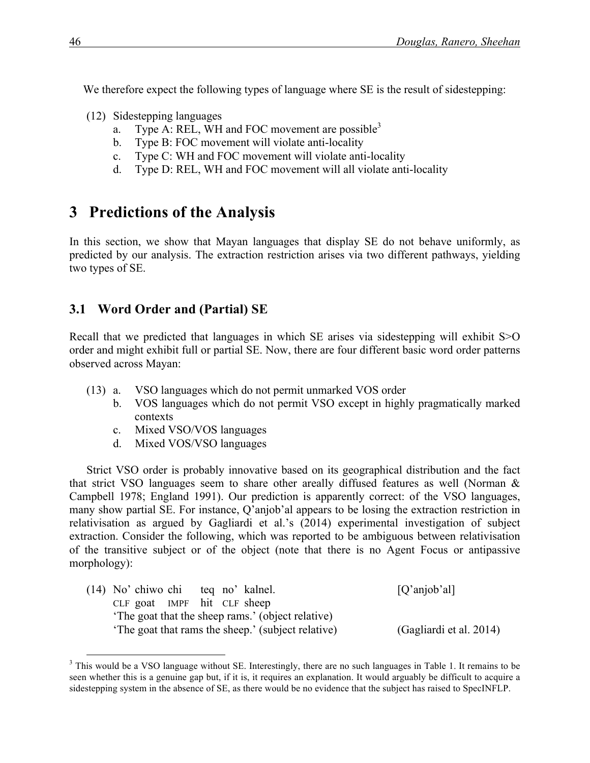We therefore expect the following types of language where SE is the result of sidestepping:

(12) Sidestepping languages
  a. Type A: REL, WH and FOC movement are possible[3]
  b. Type B: FOC movement will violate anti-locality
  c. Type C: WH and FOC movement will violate anti-locality
  d. Type D: REL, WH and FOC movement will all violate anti-locality

# 3 Predictions of the Analysis

In this section, we show that Mayan languages that display SE do not behave uniformly, as predicted by our analysis. The extraction restriction arises via two different pathways, yielding two types of SE.

## 3.1 Word Order and (Partial) SE

Recall that we predicted that languages in which SE arises via sidestepping will exhibit S>O order and might exhibit full or partial SE. Now, there are four different basic word order patterns observed across Mayan:

(13) a. VSO languages which do not permit unmarked VOS order
  b. VOS languages which do not permit VSO except in highly pragmatically marked contexts
  c. Mixed VSO/VOS languages
  d. Mixed VOS/VSO languages

Strict VSO order is probably innovative based on its geographical distribution and the fact that strict VSO languages seem to share other areally diffused features as well (Norman & Campbell 1978; England 1991). Our prediction is apparently correct: of the VSO languages, many show partial SE. For instance, Q'anjob'al appears to be losing the extraction restriction in relativisation as argued by Gagliardi et al.'s (2014) experimental investigation of subject extraction. Consider the following, which was reported to be ambiguous between relativisation of the transitive subject or of the object (note that there is no Agent Focus or antipassive morphology):

(14) No' chiwo chi teq no' kalnel. [Q'anjob'al]
  CLF goat IMPF hit CLF sheep
  'The goat that the sheep rams.' (object relative)
  'The goat that rams the sheep.' (subject relative) (Gagliardi et al. 2014)

---

[3] This would be a VSO language without SE. Interestingly, there are no such languages in Table 1. It remains to be seen whether this is a genuine gap but, if it is, it requires an explanation. It would arguably be difficult to acquire a sidestepping system in the absence of SE, as there would be no evidence that the subject has raised to SpecINFLP.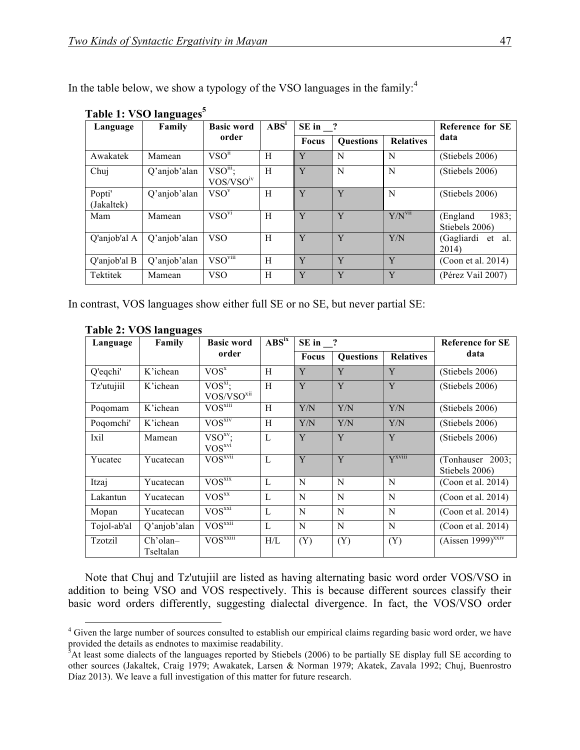In the table below, we show a typology of the VSO languages in the family:[4]

**Table 1: VSO languages[5]**

| Language | Family | Basic word order | ABS[i] | SE in __? | | | Reference for SE data |
|---|---|---|---|---|---|---|---|
| | | | | Focus | Questions | Relatives | |
| Awakatek | Mamean | VSO[ii] | H | Y | N | N | (Stiebels 2006) |
| Chuj | Q'anjob'alan | VSO[iii]; VOS/VSO[iv] | H | Y | N | N | (Stiebels 2006) |
| Popti' (Jakaltek) | Q'anjob'alan | VSO[v] | H | Y | Y | N | (Stiebels 2006) |
| Mam | Mamean | VSO[vi] | H | Y | Y | Y/N[vii] | (England 1983; Stiebels 2006) |
| Q'anjob'al A | Q'anjob'alan | VSO | H | Y | Y | Y/N | (Gagliardi et al. 2014) |
| Q'anjob'al B | Q'anjob'alan | VSO[viii] | H | Y | Y | Y | (Coon et al. 2014) |
| Tektitek | Mamean | VSO | H | Y | Y | Y | (Pérez Vail 2007) |

In contrast, VOS languages show either full SE or no SE, but never partial SE:

**Table 2: VOS languages**

| Language | Family | Basic word order | ABS[ix] | SE in __? | | | Reference for SE data |
|---|---|---|---|---|---|---|---|
| | | | | Focus | Questions | Relatives | |
| Q'eqchi' | K'ichean | VOS[x] | H | Y | Y | Y | (Stiebels 2006) |
| Tz'utujiil | K'ichean | VOS[xi]; VOS/VSO[xii] | H | Y | Y | Y | (Stiebels 2006) |
| Poqomam | K'ichean | VOS[xiii] | H | Y/N | Y/N | Y/N | (Stiebels 2006) |
| Poqomchi' | K'ichean | VOS[xiv] | H | Y/N | Y/N | Y/N | (Stiebels 2006) |
| Ixil | Mamean | VSO[xv]; VOS[xvi] | L | Y | Y | Y | (Stiebels 2006) |
| Yucatec | Yucatecan | VOS[xvii] | L | Y | Y | Y[xviii] | (Tonhauser 2003; Stiebels 2006) |
| Itzaj | Yucatecan | VOS[xix] | L | N | N | N | (Coon et al. 2014) |
| Lakantun | Yucatecan | VOS[xx] | L | N | N | N | (Coon et al. 2014) |
| Mopan | Yucatecan | VOS[xxi] | L | N | N | N | (Coon et al. 2014) |
| Tojol-ab'al | Q'anjob'alan | VOS[xxii] | L | N | N | N | (Coon et al. 2014) |
| Tzotzil | Ch'olan–Tseltalan | VOS[xxiii] | H/L | (Y) | (Y) | (Y) | (Aissen 1999)[xxiv] |

Note that Chuj and Tz'utujiil are listed as having alternating basic word order VOS/VSO in addition to being VSO and VOS respectively. This is because different sources classify their basic word orders differently, suggesting dialectal divergence. In fact, the VOS/VSO order

[4] Given the large number of sources consulted to establish our empirical claims regarding basic word order, we have provided the details as endnotes to maximise readability.

[5] At least some dialects of the languages reported by Stiebels (2006) to be partially SE display full SE according to other sources (Jakaltek, Craig 1979; Awakatek, Larsen & Norman 1979; Akatek, Zavala 1992; Chuj, Buenrostro Díaz 2013). We leave a full investigation of this matter for future research.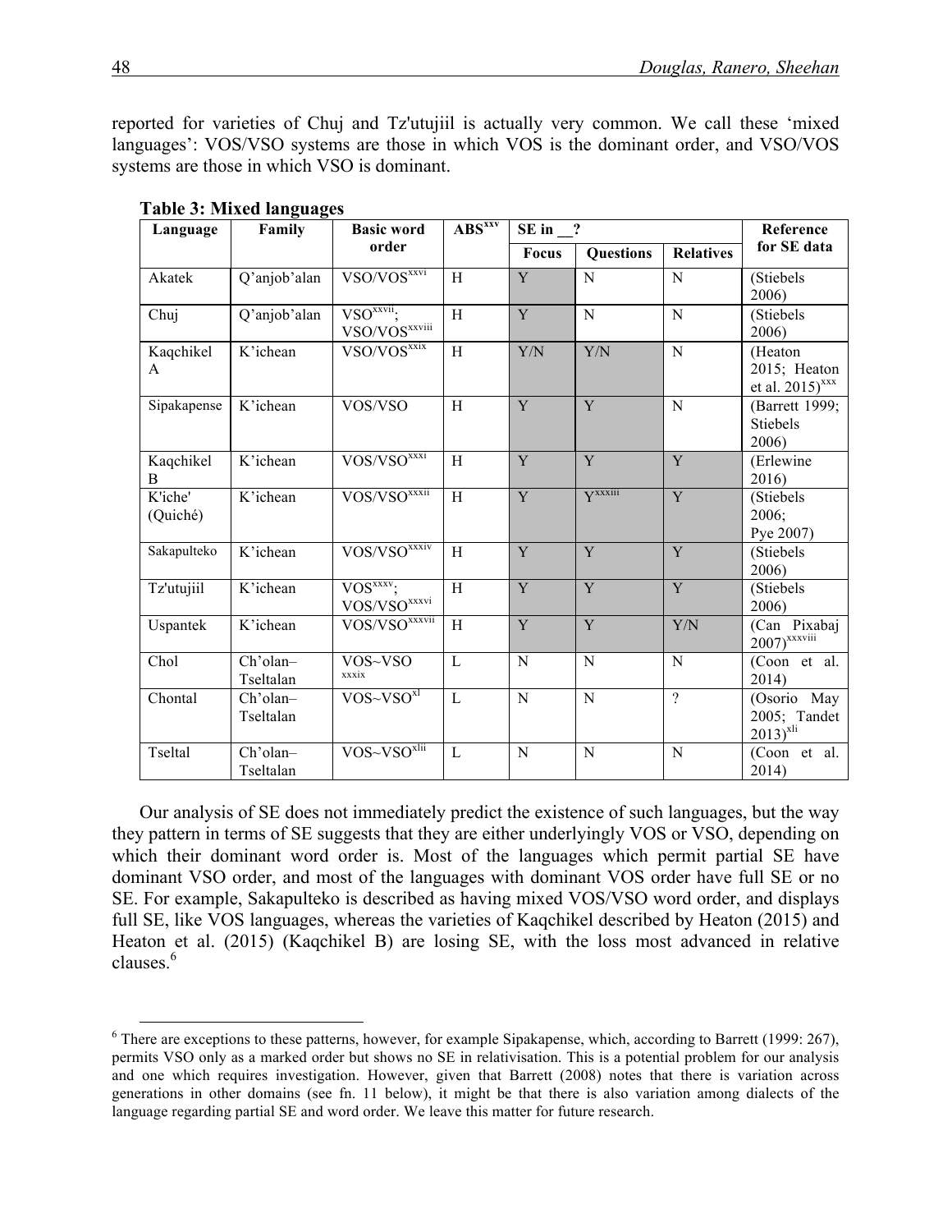reported for varieties of Chuj and Tz'utujiil is actually very common. We call these 'mixed languages': VOS/VSO systems are those in which VOS is the dominant order, and VSO/VOS systems are those in which VSO is dominant.

**Table 3: Mixed languages**

| Language | Family | Basic word order | ABS[xxv] | SE in __? | | | Reference for SE data |
|---|---|---|---|---|---|---|---|
| | | | | Focus | Questions | Relatives | |
| Akatek | Q'anjob'alan | VSO/VOS[xxvi] | H | Y | N | N | (Stiebels 2006) |
| Chuj | Q'anjob'alan | VSO[xxvii]; VSO/VOS[xxviii] | H | Y | N | N | (Stiebels 2006) |
| Kaqchikel A | K'ichean | VSO/VOS[xxix] | H | Y/N | Y/N | N | (Heaton 2015; Heaton et al. 2015)[xxx] |
| Sipakapense | K'ichean | VOS/VSO | H | Y | Y | N | (Barrett 1999; Stiebels 2006) |
| Kaqchikel B | K'ichean | VOS/VSO[xxxi] | H | Y | Y | Y | (Erlewine 2016) |
| K'iche' (Quiché) | K'ichean | VOS/VSO[xxxii] | H | Y | Y[xxxiii] | Y | (Stiebels 2006; Pye 2007) |
| Sakapulteko | K'ichean | VOS/VSO[xxxiv] | H | Y | Y | Y | (Stiebels 2006) |
| Tz'utujiil | K'ichean | VOS[xxxv]; VOS/VSO[xxxvi] | H | Y | Y | Y | (Stiebels 2006) |
| Uspantek | K'ichean | VOS/VSO[xxxvii] | H | Y | Y | Y/N | (Can Pixabaj 2007)[xxxviii] |
| Chol | Ch'olan–Tseltalan | VOS~VSO[xxxix] | L | N | N | N | (Coon et al. 2014) |
| Chontal | Ch'olan–Tseltalan | VOS~VSO[xl] | L | N | N | ? | (Osorio May 2005; Tandet 2013)[xli] |
| Tseltal | Ch'olan–Tseltalan | VOS~VSO[xlii] | L | N | N | N | (Coon et al. 2014) |

Our analysis of SE does not immediately predict the existence of such languages, but the way they pattern in terms of SE suggests that they are either underlyingly VOS or VSO, depending on which their dominant word order is. Most of the languages which permit partial SE have dominant VSO order, and most of the languages with dominant VOS order have full SE or no SE. For example, Sakapulteko is described as having mixed VOS/VSO word order, and displays full SE, like VOS languages, whereas the varieties of Kaqchikel described by Heaton (2015) and Heaton et al. (2015) (Kaqchikel B) are losing SE, with the loss most advanced in relative clauses.[6]

[6] There are exceptions to these patterns, however, for example Sipakapense, which, according to Barrett (1999: 267), permits VSO only as a marked order but shows no SE in relativisation. This is a potential problem for our analysis and one which requires investigation. However, given that Barrett (2008) notes that there is variation across generations in other domains (see fn. 11 below), it might be that there is also variation among dialects of the language regarding partial SE and word order. We leave this matter for future research.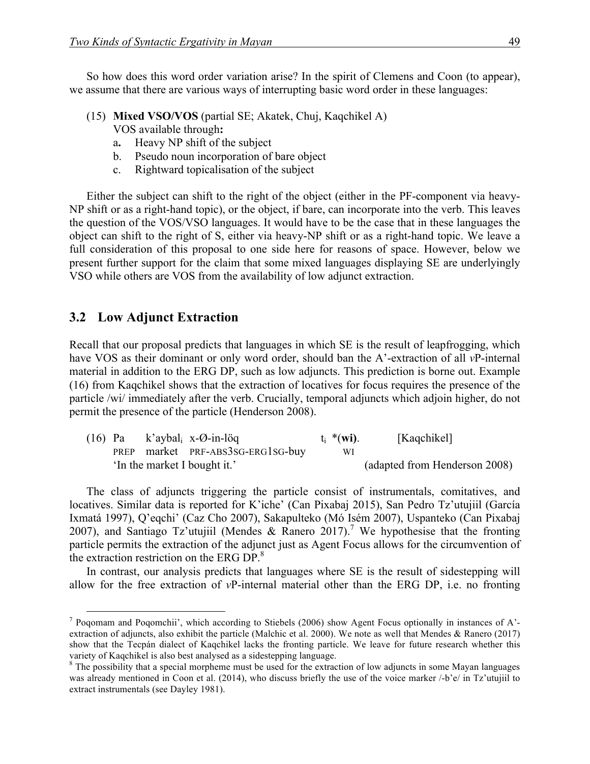So how does this word order variation arise? In the spirit of Clemens and Coon (to appear), we assume that there are various ways of interrupting basic word order in these languages:

(15) **Mixed VSO/VOS** (partial SE; Akatek, Chuj, Kaqchikel A)
VOS available through**:**
a**.** Heavy NP shift of the subject
b. Pseudo noun incorporation of bare object
c. Rightward topicalisation of the subject

Either the subject can shift to the right of the object (either in the PF-component via heavy-NP shift or as a right-hand topic), or the object, if bare, can incorporate into the verb. This leaves the question of the VOS/VSO languages. It would have to be the case that in these languages the object can shift to the right of S, either via heavy-NP shift or as a right-hand topic. We leave a full consideration of this proposal to one side here for reasons of space. However, below we present further support for the claim that some mixed languages displaying SE are underlyingly VSO while others are VOS from the availability of low adjunct extraction.

## 3.2 Low Adjunct Extraction

Recall that our proposal predicts that languages in which SE is the result of leapfrogging, which have VOS as their dominant or only word order, should ban the A'-extraction of all *v*P-internal material in addition to the ERG DP, such as low adjuncts. This prediction is borne out. Example (16) from Kaqchikel shows that the extraction of locatives for focus requires the presence of the particle /wi/ immediately after the verb. Crucially, temporal adjuncts which adjoin higher, do not permit the presence of the particle (Henderson 2008).

(16) Pa k'aybal$_i$ x-Ø-in-löq $t_i$ *(**wi**). [Kaqchikel]
PREP market PRF-ABS3SG-ERG1SG-buy WI
'In the market I bought it.' (adapted from Henderson 2008)

The class of adjuncts triggering the particle consist of instrumentals, comitatives, and locatives. Similar data is reported for K'iche' (Can Pixabaj 2015), San Pedro Tz'utujiil (García Ixmatá 1997), Q'eqchi' (Caz Cho 2007), Sakapulteko (Mó Isém 2007), Uspanteko (Can Pixabaj 2007), and Santiago Tz'utujiil (Mendes & Ranero 2017).[7] We hypothesise that the fronting particle permits the extraction of the adjunct just as Agent Focus allows for the circumvention of the extraction restriction on the ERG DP.[8]

In contrast, our analysis predicts that languages where SE is the result of sidestepping will allow for the free extraction of *v*P-internal material other than the ERG DP, i.e. no fronting

[7] Poqomam and Poqomchii', which according to Stiebels (2006) show Agent Focus optionally in instances of A'-extraction of adjuncts, also exhibit the particle (Malchic et al. 2000). We note as well that Mendes & Ranero (2017) show that the Tecpán dialect of Kaqchikel lacks the fronting particle. We leave for future research whether this variety of Kaqchikel is also best analysed as a sidestepping language.

[8] The possibility that a special morpheme must be used for the extraction of low adjuncts in some Mayan languages was already mentioned in Coon et al. (2014), who discuss briefly the use of the voice marker /-b'e/ in Tz'utujiil to extract instrumentals (see Dayley 1981).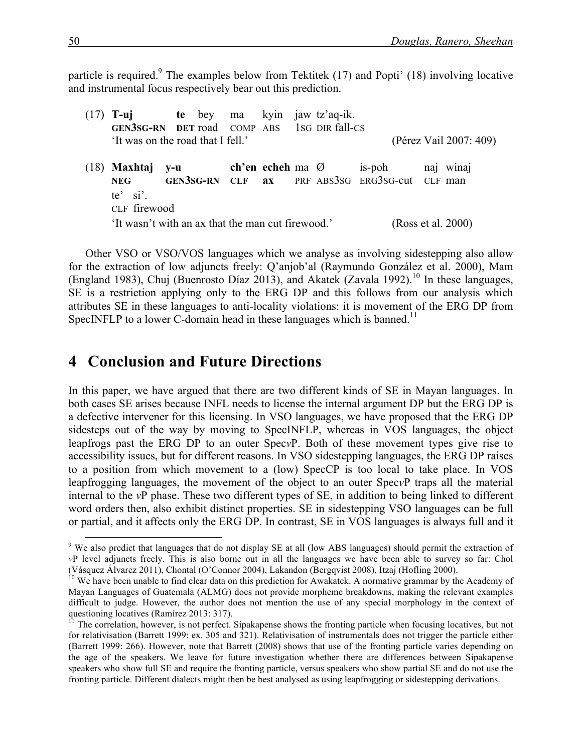particle is required.[9] The examples below from Tektitek (17) and Popti' (18) involving locative and instrumental focus respectively bear out this prediction.

(17) **T-uj** **te** bey ma kyin jaw tz'aq-ik.
 **GEN3SG-RN** **DET** road COMP ABS 1SG DIR fall-CS
 'It was on the road that I fell.' (Pérez Vail 2007: 409)

(18) **Maxhtaj** **y-u** **ch'en** **echeh** ma Ø is-poh naj winaj te' si'.
 **NEG** **GEN3SG-RN** **CLF** **ax** PRF ABS3SG ERG3SG-cut CLF man CLF firewood
 'It wasn't with an ax that the man cut firewood.' (Ross et al. 2000)

Other VSO or VSO/VOS languages which we analyse as involving sidestepping also allow for the extraction of low adjuncts freely: Q'anjob'al (Raymundo González et al. 2000), Mam (England 1983), Chuj (Buenrosto Díaz 2013), and Akatek (Zavala 1992).[10] In these languages, SE is a restriction applying only to the ERG DP and this follows from our analysis which attributes SE in these languages to anti-locality violations: it is movement of the ERG DP from SpecINFLP to a lower C-domain head in these languages which is banned.[11]

## 4 Conclusion and Future Directions

In this paper, we have argued that there are two different kinds of SE in Mayan languages. In both cases SE arises because INFL needs to license the internal argument DP but the ERG DP is a defective intervener for this licensing. In VSO languages, we have proposed that the ERG DP sidesteps out of the way by moving to SpecINFLP, whereas in VOS languages, the object leapfrogs past the ERG DP to an outer Spec*v*P. Both of these movement types give rise to accessibility issues, but for different reasons. In VSO sidestepping languages, the ERG DP raises to a position from which movement to a (low) SpecCP is too local to take place. In VOS leapfrogging languages, the movement of the object to an outer Spec*v*P traps all the material internal to the *v*P phase. These two different types of SE, in addition to being linked to different word orders then, also exhibit distinct properties. SE in sidestepping VSO languages can be full or partial, and it affects only the ERG DP. In contrast, SE in VOS languages is always full and it

---

[9] We also predict that languages that do not display SE at all (low ABS languages) should permit the extraction of *v*P level adjuncts freely. This is also borne out in all the languages we have been able to survey so far: Chol (Vásquez Álvarez 2011), Chontal (O'Connor 2004), Lakandon (Bergqvist 2008), Itzaj (Hofling 2000).

[10] We have been unable to find clear data on this prediction for Awakatek. A normative grammar by the Academy of Mayan Languages of Guatemala (ALMG) does not provide morpheme breakdowns, making the relevant examples difficult to judge. However, the author does not mention the use of any special morphology in the context of questioning locatives (Ramírez 2013: 317).

[11] The correlation, however, is not perfect. Sipakapense shows the fronting particle when focusing locatives, but not for relativisation (Barrett 1999: ex. 305 and 321). Relativisation of instrumentals does not trigger the particle either (Barrett 1999: 266). However, note that Barrett (2008) shows that use of the fronting particle varies depending on the age of the speakers. We leave for future investigation whether there are differences between Sipakapense speakers who show full SE and require the fronting particle, versus speakers who show partial SE and do not use the fronting particle. Different dialects might then be best analysed as using leapfrogging or sidestepping derivations.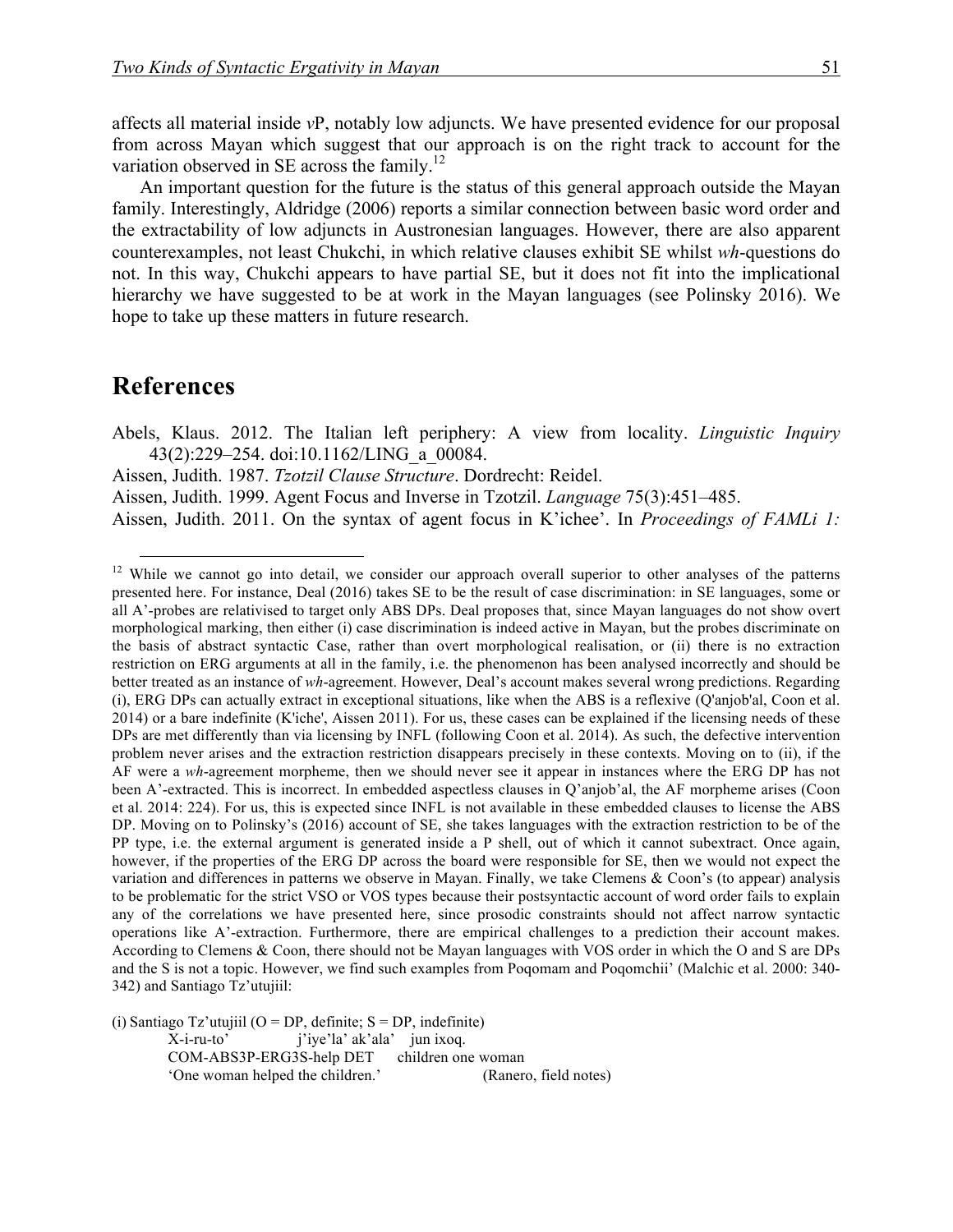affects all material inside *v*P, notably low adjuncts. We have presented evidence for our proposal from across Mayan which suggest that our approach is on the right track to account for the variation observed in SE across the family.[12]

An important question for the future is the status of this general approach outside the Mayan family. Interestingly, Aldridge (2006) reports a similar connection between basic word order and the extractability of low adjuncts in Austronesian languages. However, there are also apparent counterexamples, not least Chukchi, in which relative clauses exhibit SE whilst *wh*-questions do not. In this way, Chukchi appears to have partial SE, but it does not fit into the implicational hierarchy we have suggested to be at work in the Mayan languages (see Polinsky 2016). We hope to take up these matters in future research.

## References

Abels, Klaus. 2012. The Italian left periphery: A view from locality. *Linguistic Inquiry* 43(2):229–254. doi:10.1162/LING_a_00084.

Aissen, Judith. 1987. *Tzotzil Clause Structure*. Dordrecht: Reidel.

Aissen, Judith. 1999. Agent Focus and Inverse in Tzotzil. *Language* 75(3):451–485.

Aissen, Judith. 2011. On the syntax of agent focus in K'ichee'. In *Proceedings of FAMLi 1:*

---

[12] While we cannot go into detail, we consider our approach overall superior to other analyses of the patterns presented here. For instance, Deal (2016) takes SE to be the result of case discrimination: in SE languages, some or all A'-probes are relativised to target only ABS DPs. Deal proposes that, since Mayan languages do not show overt morphological marking, then either (i) case discrimination is indeed active in Mayan, but the probes discriminate on the basis of abstract syntactic Case, rather than overt morphological realisation, or (ii) there is no extraction restriction on ERG arguments at all in the family, i.e. the phenomenon has been analysed incorrectly and should be better treated as an instance of *wh*-agreement. However, Deal's account makes several wrong predictions. Regarding (i), ERG DPs can actually extract in exceptional situations, like when the ABS is a reflexive (Q'anjob'al, Coon et al. 2014) or a bare indefinite (K'iche', Aissen 2011). For us, these cases can be explained if the licensing needs of these DPs are met differently than via licensing by INFL (following Coon et al. 2014). As such, the defective intervention problem never arises and the extraction restriction disappears precisely in these contexts. Moving on to (ii), if the AF were a *wh*-agreement morpheme, then we should never see it appear in instances where the ERG DP has not been A'-extracted. This is incorrect. In embedded aspectless clauses in Q'anjob'al, the AF morpheme arises (Coon et al. 2014: 224). For us, this is expected since INFL is not available in these embedded clauses to license the ABS DP. Moving on to Polinsky's (2016) account of SE, she takes languages with the extraction restriction to be of the PP type, i.e. the external argument is generated inside a P shell, out of which it cannot subextract. Once again, however, if the properties of the ERG DP across the board were responsible for SE, then we would not expect the variation and differences in patterns we observe in Mayan. Finally, we take Clemens & Coon's (to appear) analysis to be problematic for the strict VSO or VOS types because their postsyntactic account of word order fails to explain any of the correlations we have presented here, since prosodic constraints should not affect narrow syntactic operations like A'-extraction. Furthermore, there are empirical challenges to a prediction their account makes. According to Clemens & Coon, there should not be Mayan languages with VOS order in which the O and S are DPs and the S is not a topic. However, we find such examples from Poqomam and Poqomchii' (Malchic et al. 2000: 340-342) and Santiago Tz'utujiil:

(i) Santiago Tz'utujiil (O = DP, definite; S = DP, indefinite)

X-i-ru-to' j'iye'la' ak'ala' jun ixoq.
COM-ABS3P-ERG3S-help DET children one woman
'One woman helped the children.' (Ranero, field notes)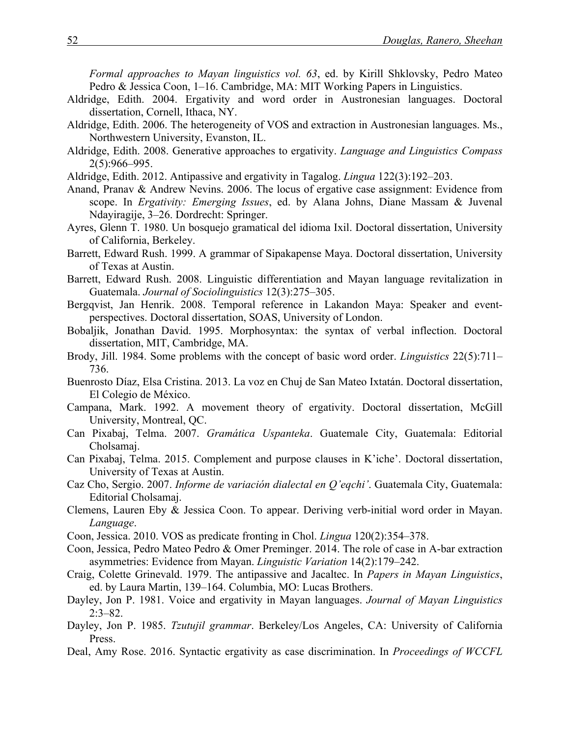*Formal approaches to Mayan linguistics vol. 63*, ed. by Kirill Shklovsky, Pedro Mateo Pedro & Jessica Coon, 1–16. Cambridge, MA: MIT Working Papers in Linguistics.

Aldridge, Edith. 2004. Ergativity and word order in Austronesian languages. Doctoral dissertation, Cornell, Ithaca, NY.

Aldridge, Edith. 2006. The heterogeneity of VOS and extraction in Austronesian languages. Ms., Northwestern University, Evanston, IL.

Aldridge, Edith. 2008. Generative approaches to ergativity. *Language and Linguistics Compass* 2(5):966–995.

Aldridge, Edith. 2012. Antipassive and ergativity in Tagalog. *Lingua* 122(3):192–203.

Anand, Pranav & Andrew Nevins. 2006. The locus of ergative case assignment: Evidence from scope. In *Ergativity: Emerging Issues*, ed. by Alana Johns, Diane Massam & Juvenal Ndayiragije, 3–26. Dordrecht: Springer.

Ayres, Glenn T. 1980. Un bosquejo gramatical del idioma Ixil. Doctoral dissertation, University of California, Berkeley.

Barrett, Edward Rush. 1999. A grammar of Sipakapense Maya. Doctoral dissertation, University of Texas at Austin.

Barrett, Edward Rush. 2008. Linguistic differentiation and Mayan language revitalization in Guatemala. *Journal of Sociolinguistics* 12(3):275–305.

Bergqvist, Jan Henrik. 2008. Temporal reference in Lakandon Maya: Speaker and event-perspectives. Doctoral dissertation, SOAS, University of London.

Bobaljik, Jonathan David. 1995. Morphosyntax: the syntax of verbal inflection. Doctoral dissertation, MIT, Cambridge, MA.

Brody, Jill. 1984. Some problems with the concept of basic word order. *Linguistics* 22(5):711–736.

Buenrosto Díaz, Elsa Cristina. 2013. La voz en Chuj de San Mateo Ixtatán. Doctoral dissertation, El Colegio de México.

Campana, Mark. 1992. A movement theory of ergativity. Doctoral dissertation, McGill University, Montreal, QC.

Can Pixabaj, Telma. 2007. *Gramática Uspanteka*. Guatemale City, Guatemala: Editorial Cholsamaj.

Can Pixabaj, Telma. 2015. Complement and purpose clauses in K'iche'. Doctoral dissertation, University of Texas at Austin.

Caz Cho, Sergio. 2007. *Informe de variación dialectal en Q'eqchi'*. Guatemala City, Guatemala: Editorial Cholsamaj.

Clemens, Lauren Eby & Jessica Coon. To appear. Deriving verb-initial word order in Mayan. *Language*.

Coon, Jessica. 2010. VOS as predicate fronting in Chol. *Lingua* 120(2):354–378.

Coon, Jessica, Pedro Mateo Pedro & Omer Preminger. 2014. The role of case in A-bar extraction asymmetries: Evidence from Mayan. *Linguistic Variation* 14(2):179–242.

Craig, Colette Grinevald. 1979. The antipassive and Jacaltec. In *Papers in Mayan Linguistics*, ed. by Laura Martin, 139–164. Columbia, MO: Lucas Brothers.

Dayley, Jon P. 1981. Voice and ergativity in Mayan languages. *Journal of Mayan Linguistics* 2:3–82.

Dayley, Jon P. 1985. *Tzutujil grammar*. Berkeley/Los Angeles, CA: University of California Press.

Deal, Amy Rose. 2016. Syntactic ergativity as case discrimination. In *Proceedings of WCCFL*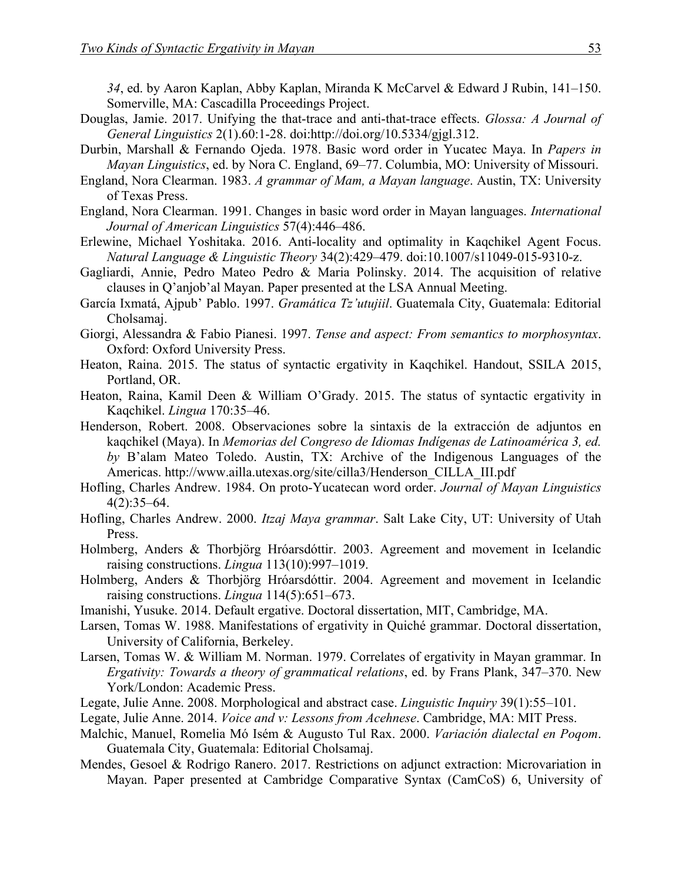*34*, ed. by Aaron Kaplan, Abby Kaplan, Miranda K McCarvel & Edward J Rubin, 141–150. Somerville, MA: Cascadilla Proceedings Project.

Douglas, Jamie. 2017. Unifying the that-trace and anti-that-trace effects. *Glossa: A Journal of General Linguistics* 2(1).60:1-28. doi:http://doi.org/10.5334/gjgl.312.

Durbin, Marshall & Fernando Ojeda. 1978. Basic word order in Yucatec Maya. In *Papers in Mayan Linguistics*, ed. by Nora C. England, 69–77. Columbia, MO: University of Missouri.

England, Nora Clearman. 1983. *A grammar of Mam, a Mayan language*. Austin, TX: University of Texas Press.

England, Nora Clearman. 1991. Changes in basic word order in Mayan languages. *International Journal of American Linguistics* 57(4):446–486.

Erlewine, Michael Yoshitaka. 2016. Anti-locality and optimality in Kaqchikel Agent Focus. *Natural Language & Linguistic Theory* 34(2):429–479. doi:10.1007/s11049-015-9310-z.

Gagliardi, Annie, Pedro Mateo Pedro & Maria Polinsky. 2014. The acquisition of relative clauses in Q'anjob'al Mayan. Paper presented at the LSA Annual Meeting.

García Ixmatá, Ajpub' Pablo. 1997. *Gramática Tz'utujiil*. Guatemala City, Guatemala: Editorial Cholsamaj.

Giorgi, Alessandra & Fabio Pianesi. 1997. *Tense and aspect: From semantics to morphosyntax*. Oxford: Oxford University Press.

Heaton, Raina. 2015. The status of syntactic ergativity in Kaqchikel. Handout, SSILA 2015, Portland, OR.

Heaton, Raina, Kamil Deen & William O'Grady. 2015. The status of syntactic ergativity in Kaqchikel. *Lingua* 170:35–46.

Henderson, Robert. 2008. Observaciones sobre la sintaxis de la extracción de adjuntos en kaqchikel (Maya). In *Memorias del Congreso de Idiomas Indígenas de Latinoamérica 3, ed. by* B'alam Mateo Toledo. Austin, TX: Archive of the Indigenous Languages of the Americas. http://www.ailla.utexas.org/site/cilla3/Henderson_CILLA_III.pdf

Hofling, Charles Andrew. 1984. On proto-Yucatecan word order. *Journal of Mayan Linguistics* 4(2):35–64.

Hofling, Charles Andrew. 2000. *Itzaj Maya grammar*. Salt Lake City, UT: University of Utah Press.

Holmberg, Anders & Thorbjörg Hróarsdóttir. 2003. Agreement and movement in Icelandic raising constructions. *Lingua* 113(10):997–1019.

Holmberg, Anders & Thorbjörg Hróarsdóttir. 2004. Agreement and movement in Icelandic raising constructions. *Lingua* 114(5):651–673.

Imanishi, Yusuke. 2014. Default ergative. Doctoral dissertation, MIT, Cambridge, MA.

Larsen, Tomas W. 1988. Manifestations of ergativity in Quiché grammar. Doctoral dissertation, University of California, Berkeley.

Larsen, Tomas W. & William M. Norman. 1979. Correlates of ergativity in Mayan grammar. In *Ergativity: Towards a theory of grammatical relations*, ed. by Frans Plank, 347–370. New York/London: Academic Press.

Legate, Julie Anne. 2008. Morphological and abstract case. *Linguistic Inquiry* 39(1):55–101.

Legate, Julie Anne. 2014. *Voice and v: Lessons from Acehnese*. Cambridge, MA: MIT Press.

Malchic, Manuel, Romelia Mó Isém & Augusto Tul Rax. 2000. *Variación dialectal en Poqom*. Guatemala City, Guatemala: Editorial Cholsamaj.

Mendes, Gesoel & Rodrigo Ranero. 2017. Restrictions on adjunct extraction: Microvariation in Mayan. Paper presented at Cambridge Comparative Syntax (CamCoS) 6, University of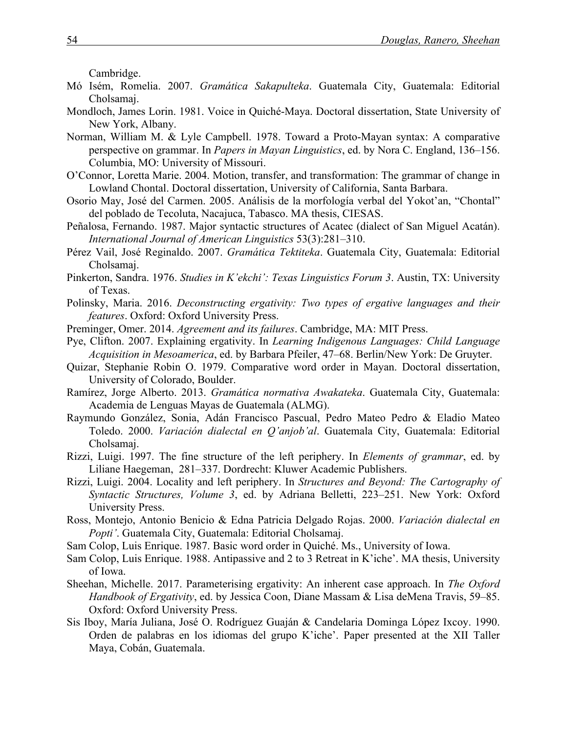Cambridge.

Mó Isém, Romelia. 2007. *Gramática Sakapulteka*. Guatemala City, Guatemala: Editorial Cholsamaj.

Mondloch, James Lorin. 1981. Voice in Quiché-Maya. Doctoral dissertation, State University of New York, Albany.

Norman, William M. & Lyle Campbell. 1978. Toward a Proto-Mayan syntax: A comparative perspective on grammar. In *Papers in Mayan Linguistics*, ed. by Nora C. England, 136–156. Columbia, MO: University of Missouri.

O'Connor, Loretta Marie. 2004. Motion, transfer, and transformation: The grammar of change in Lowland Chontal. Doctoral dissertation, University of California, Santa Barbara.

Osorio May, José del Carmen. 2005. Análisis de la morfología verbal del Yokot'an, "Chontal" del poblado de Tecoluta, Nacajuca, Tabasco. MA thesis, CIESAS.

Peñalosa, Fernando. 1987. Major syntactic structures of Acatec (dialect of San Miguel Acatán). *International Journal of American Linguistics* 53(3):281–310.

Pérez Vail, José Reginaldo. 2007. *Gramática Tektiteka*. Guatemala City, Guatemala: Editorial Cholsamaj.

Pinkerton, Sandra. 1976. *Studies in K'ekchi': Texas Linguistics Forum 3*. Austin, TX: University of Texas.

Polinsky, Maria. 2016. *Deconstructing ergativity: Two types of ergative languages and their features*. Oxford: Oxford University Press.

Preminger, Omer. 2014. *Agreement and its failures*. Cambridge, MA: MIT Press.

Pye, Clifton. 2007. Explaining ergativity. In *Learning Indigenous Languages: Child Language Acquisition in Mesoamerica*, ed. by Barbara Pfeiler, 47–68. Berlin/New York: De Gruyter.

Quizar, Stephanie Robin O. 1979. Comparative word order in Mayan. Doctoral dissertation, University of Colorado, Boulder.

Ramírez, Jorge Alberto. 2013. *Gramática normativa Awakateka*. Guatemala City, Guatemala: Academia de Lenguas Mayas de Guatemala (ALMG).

Raymundo González, Sonia, Adán Francisco Pascual, Pedro Mateo Pedro & Eladio Mateo Toledo. 2000. *Variación dialectal en Q'anjob'al*. Guatemala City, Guatemala: Editorial Cholsamaj.

Rizzi, Luigi. 1997. The fine structure of the left periphery. In *Elements of grammar*, ed. by Liliane Haegeman, 281–337. Dordrecht: Kluwer Academic Publishers.

Rizzi, Luigi. 2004. Locality and left periphery. In *Structures and Beyond: The Cartography of Syntactic Structures, Volume 3*, ed. by Adriana Belletti, 223–251. New York: Oxford University Press.

Ross, Montejo, Antonio Benicio & Edna Patricia Delgado Rojas. 2000. *Variación dialectal en Popti'*. Guatemala City, Guatemala: Editorial Cholsamaj.

Sam Colop, Luis Enrique. 1987. Basic word order in Quiché. Ms., University of Iowa.

Sam Colop, Luis Enrique. 1988. Antipassive and 2 to 3 Retreat in K'iche'. MA thesis, University of Iowa.

Sheehan, Michelle. 2017. Parameterising ergativity: An inherent case approach. In *The Oxford Handbook of Ergativity*, ed. by Jessica Coon, Diane Massam & Lisa deMena Travis, 59–85. Oxford: Oxford University Press.

Sis Iboy, María Juliana, José O. Rodríguez Guaján & Candelaria Dominga López Ixcoy. 1990. Orden de palabras en los idiomas del grupo K'iche'. Paper presented at the XII Taller Maya, Cobán, Guatemala.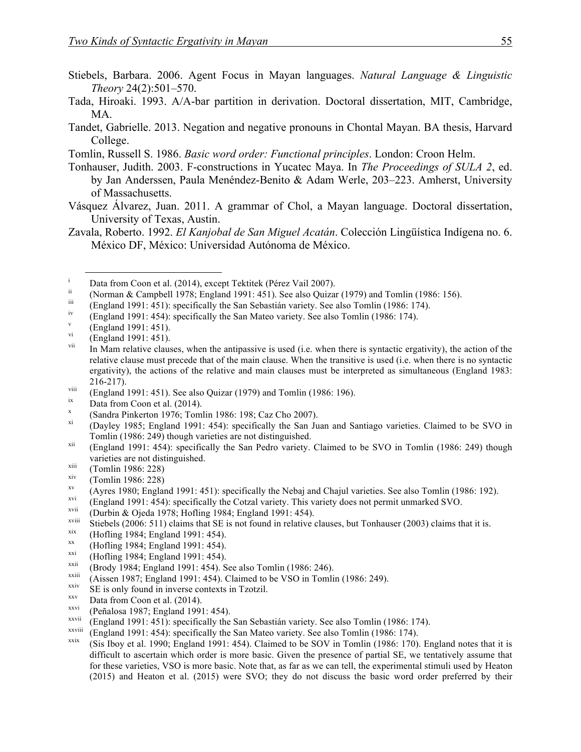Stiebels, Barbara. 2006. Agent Focus in Mayan languages. *Natural Language & Linguistic Theory* 24(2):501–570.

Tada, Hiroaki. 1993. A/A-bar partition in derivation. Doctoral dissertation, MIT, Cambridge, MA.

Tandet, Gabrielle. 2013. Negation and negative pronouns in Chontal Mayan. BA thesis, Harvard College.

Tomlin, Russell S. 1986. *Basic word order: Functional principles*. London: Croon Helm.

Tonhauser, Judith. 2003. F-constructions in Yucatec Maya. In *The Proceedings of SULA 2*, ed. by Jan Anderssen, Paula Menéndez-Benito & Adam Werle, 203–223. Amherst, University of Massachusetts.

Vásquez Álvarez, Juan. 2011. A grammar of Chol, a Mayan language. Doctoral dissertation, University of Texas, Austin.

Zavala, Roberto. 1992. *El Kanjobal de San Miguel Acatán*. Colección Lingüística Indígena no. 6. México DF, México: Universidad Autónoma de México.

---

[i] Data from Coon et al. (2014), except Tektitek (Pérez Vail 2007).

[ii] (Norman & Campbell 1978; England 1991: 451). See also Quizar (1979) and Tomlin (1986: 156).

[iii] (England 1991: 451): specifically the San Sebastián variety. See also Tomlin (1986: 174).

[iv] (England 1991: 454): specifically the San Mateo variety. See also Tomlin (1986: 174).

[v] (England 1991: 451).

[vi] (England 1991: 451).

[vii] In Mam relative clauses, when the antipassive is used (i.e. when there is syntactic ergativity), the action of the relative clause must precede that of the main clause. When the transitive is used (i.e. when there is no syntactic ergativity), the actions of the relative and main clauses must be interpreted as simultaneous (England 1983: 216-217).

[viii] (England 1991: 451). See also Quizar (1979) and Tomlin (1986: 196).

[ix] Data from Coon et al. (2014).

[x] (Sandra Pinkerton 1976; Tomlin 1986: 198; Caz Cho 2007).

[xi] (Dayley 1985; England 1991: 454): specifically the San Juan and Santiago varieties. Claimed to be SVO in Tomlin (1986: 249) though varieties are not distinguished.

[xii] (England 1991: 454): specifically the San Pedro variety. Claimed to be SVO in Tomlin (1986: 249) though varieties are not distinguished.

[xiii] (Tomlin 1986: 228)

[xiv] (Tomlin 1986: 228)

[xv] (Ayres 1980; England 1991: 451): specifically the Nebaj and Chajul varieties. See also Tomlin (1986: 192).

[xvi] (England 1991: 454): specifically the Cotzal variety. This variety does not permit unmarked SVO.

[xvii] (Durbin & Ojeda 1978; Hofling 1984; England 1991: 454).

[xviii] Stiebels (2006: 511) claims that SE is not found in relative clauses, but Tonhauser (2003) claims that it is.

[xix] (Hofling 1984; England 1991: 454).

[xx] (Hofling 1984; England 1991: 454).

[xxi] (Hofling 1984; England 1991: 454).

[xxii] (Brody 1984; England 1991: 454). See also Tomlin (1986: 246).

[xxiii] (Aissen 1987; England 1991: 454). Claimed to be VSO in Tomlin (1986: 249).

[xxiv] SE is only found in inverse contexts in Tzotzil.

[xxv] Data from Coon et al. (2014).

[xxvi] (Peñalosa 1987; England 1991: 454).

[xxvii] (England 1991: 451): specifically the San Sebastián variety. See also Tomlin (1986: 174).

[xxviii] (England 1991: 454): specifically the San Mateo variety. See also Tomlin (1986: 174).

[xxix] (Sis Iboy et al. 1990; England 1991: 454). Claimed to be SOV in Tomlin (1986: 170). England notes that it is difficult to ascertain which order is more basic. Given the presence of partial SE, we tentatively assume that for these varieties, VSO is more basic. Note that, as far as we can tell, the experimental stimuli used by Heaton (2015) and Heaton et al. (2015) were SVO; they do not discuss the basic word order preferred by their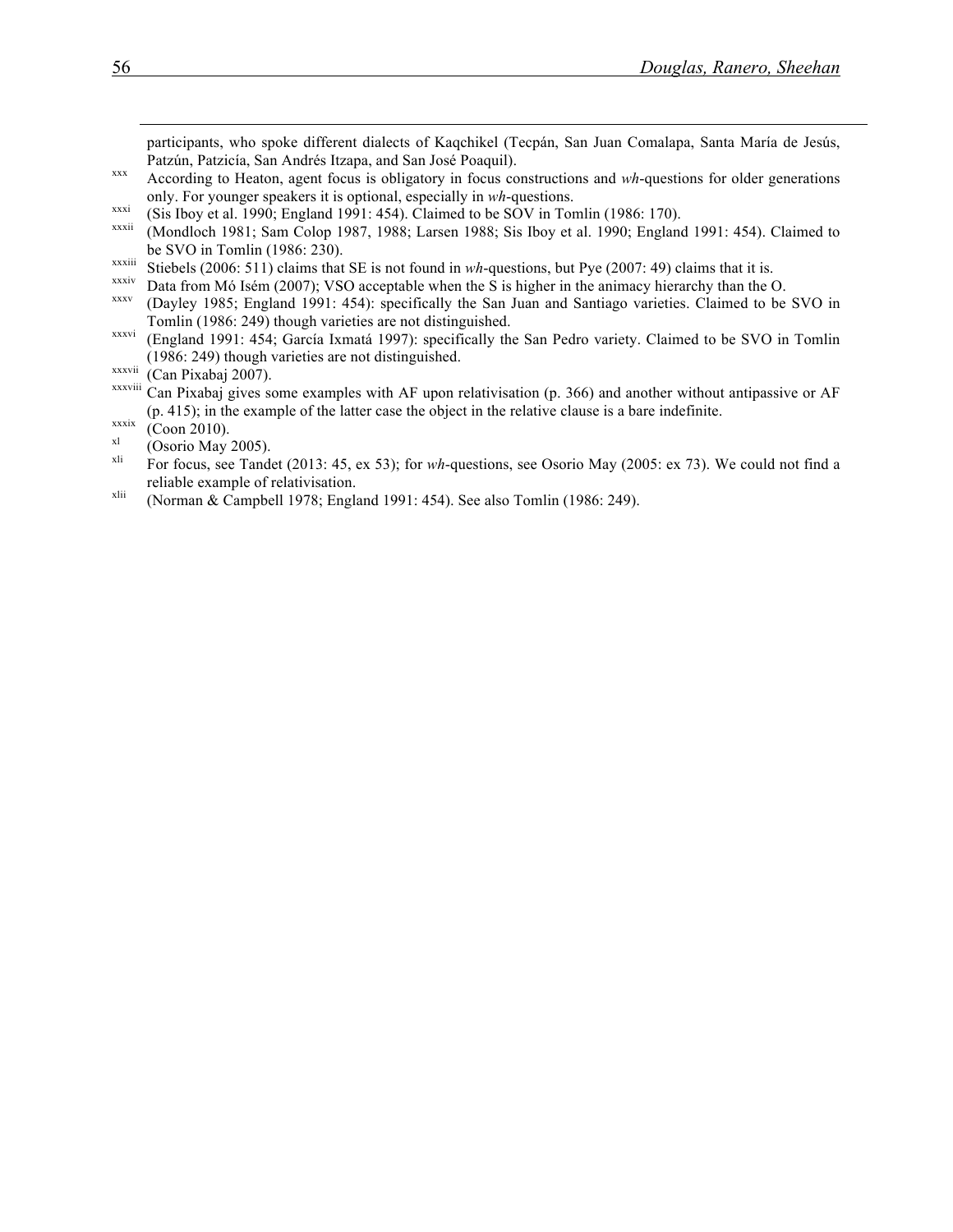participants, who spoke different dialects of Kaqchikel (Tecpán, San Juan Comalapa, Santa María de Jesús, Patzún, Patzicía, San Andrés Itzapa, and San José Poaquil).

[xxx] According to Heaton, agent focus is obligatory in focus constructions and *wh*-questions for older generations only. For younger speakers it is optional, especially in *wh*-questions.

[xxxi] (Sis Iboy et al. 1990; England 1991: 454). Claimed to be SOV in Tomlin (1986: 170).

[xxxii] (Mondloch 1981; Sam Colop 1987, 1988; Larsen 1988; Sis Iboy et al. 1990; England 1991: 454). Claimed to be SVO in Tomlin (1986: 230).

[xxxiii] Stiebels (2006: 511) claims that SE is not found in *wh*-questions, but Pye (2007: 49) claims that it is.

[xxxiv] Data from Mó Isém (2007); VSO acceptable when the S is higher in the animacy hierarchy than the O.

[xxxv] (Dayley 1985; England 1991: 454): specifically the San Juan and Santiago varieties. Claimed to be SVO in Tomlin (1986: 249) though varieties are not distinguished.

[xxxvi] (England 1991: 454; García Ixmatá 1997): specifically the San Pedro variety. Claimed to be SVO in Tomlin (1986: 249) though varieties are not distinguished.

[xxxvii] (Can Pixabaj 2007).

[xxxviii] Can Pixabaj gives some examples with AF upon relativisation (p. 366) and another without antipassive or AF (p. 415); in the example of the latter case the object in the relative clause is a bare indefinite.

[xxxix] (Coon 2010).

[xl] (Osorio May 2005).

[xli] For focus, see Tandet (2013: 45, ex 53); for *wh*-questions, see Osorio May (2005: ex 73). We could not find a reliable example of relativisation.

[xlii] (Norman & Campbell 1978; England 1991: 454). See also Tomlin (1986: 249).